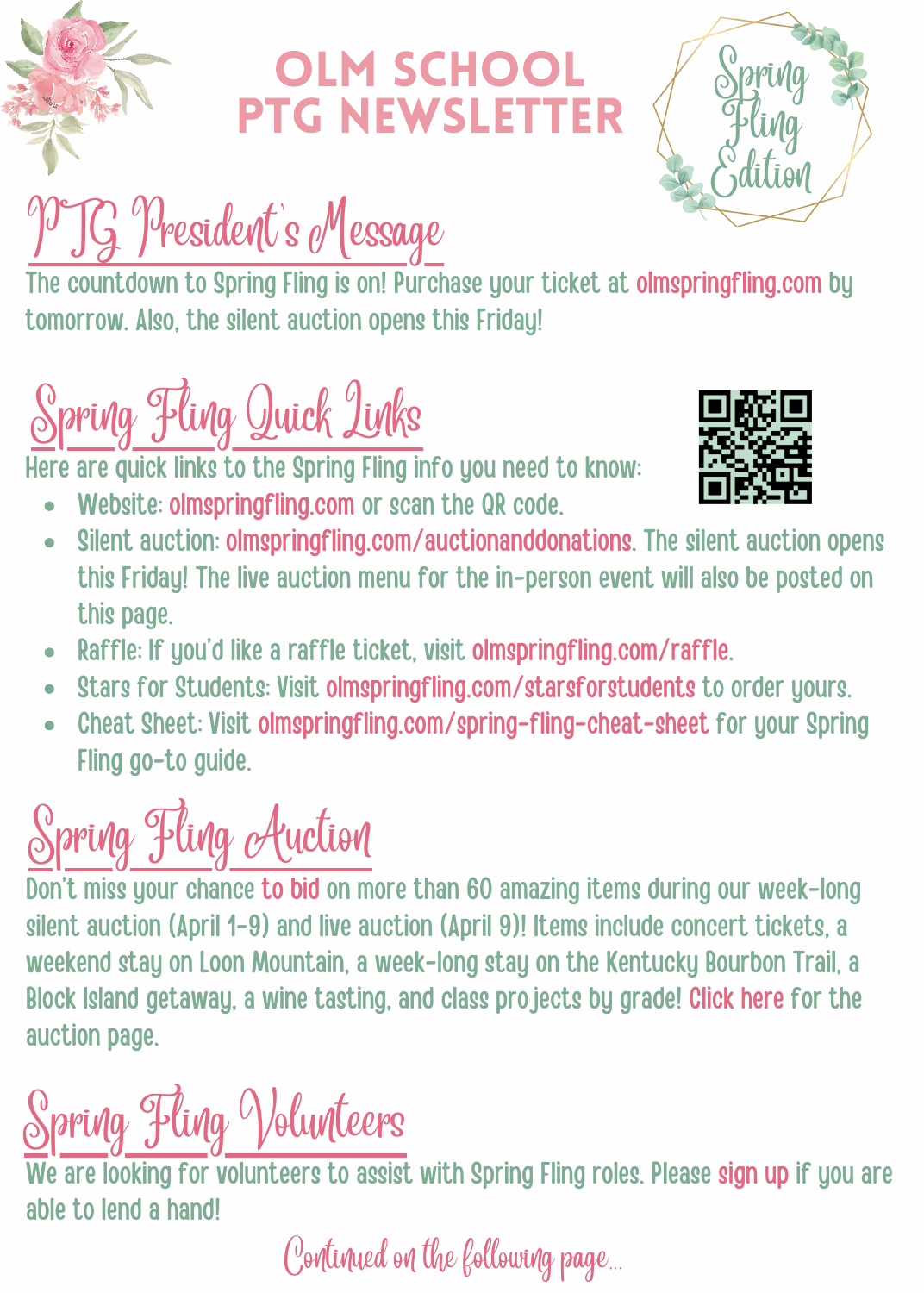# OLM SCHOOL PTG NEWSLETTER

Spring Fling Edition

## PTG President's Message

The countdown to Spring Fling is on! Purchase your ticket at olmspringfling.com by tomorrow. Also, the silent auction opens this Friday!

## Spring Fling Quick Links

Here are quick links to the Spring Fling info you need to know:

- Website: olmspringfling.com or scan the QR code.
- Silent auction: olmspringfling.com/auctionanddonations. The silent auction opens this Friday! The live auction menu for the in-person event will also be posted on this page.
- Raffle: If you'd like a raffle ticket, visit olmspringfling.com/raffle.
- Stars for Students: Visit olmspringfling.com/starsforstudents to order yours.
- Cheat Sheet: Visit olmspringfling.com/spring-fling-cheat-sheet for your Spring Fling go-to guide.

## Spring Fling Auction

Don't miss your chance to bid on more than 60 amazing items during our week-long silent auction (April 1-9) and live auction (April 9)! Items include concert tickets, a weekend stay on Loon Mountain, a week-long stay on the Kentucky Bourbon Trail, a Block Island getaway, a wine tasting, and class projects by grade! Click here for the auction page.

## Spring Fling Volunteers

We are looking for volunteers to assist with Spring Fling roles. Please sign up if you are able to lend a hand!

*Continued on the following page...*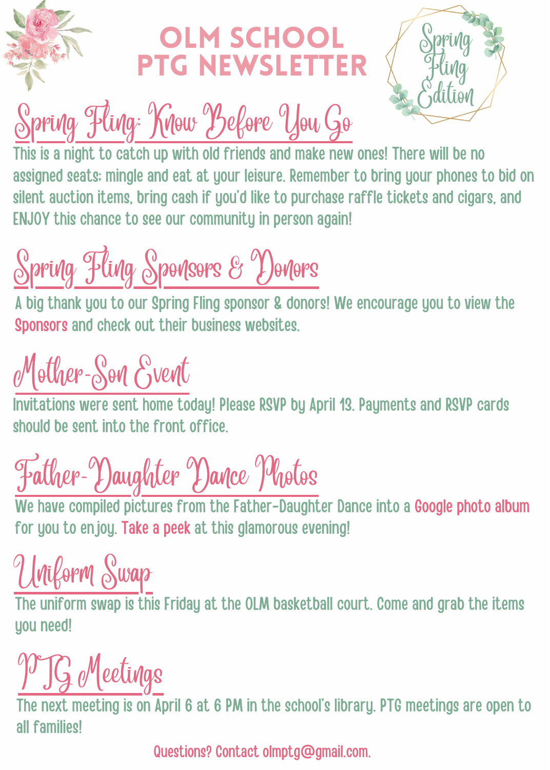# OLM SCHOOL PTG NEWSLETTER

Spring Fling Edition

## Spring Fling: Know Before You Go

This is a night to catch up with old friends and make new ones! There will be no assigned seats; mingle and eat at your leisure. Remember to bring your phones to bid on silent auction items, bring cash if you'd like to purchase raffle tickets and cigars, and ENJOY this chance to see our community in person again!

## Spring Fling Sponsors & Donors

A big thank you to our Spring Fling sponsor & donors! We encourage you to view the Sponsors and check out their business websites.

## Mother-Son Event

Invitations were sent home today! Please RSVP by April 13. Payments and RSVP cards should be sent into the front office.

## Father-Daughter Dance Photos

We have compiled pictures from the Father-Daughter Dance into a Google photo album for you to enjoy. Take a peek at this glamorous evening!

## Uniform Swap

The uniform swap is this Friday at the OLM basketball court. Come and grab the items you need!

## PTG Meetings

The next meeting is on April 6 at 6 PM in the school's library. PTG meetings are open to all families!

Questions? Contact olmptg@gmail.com.